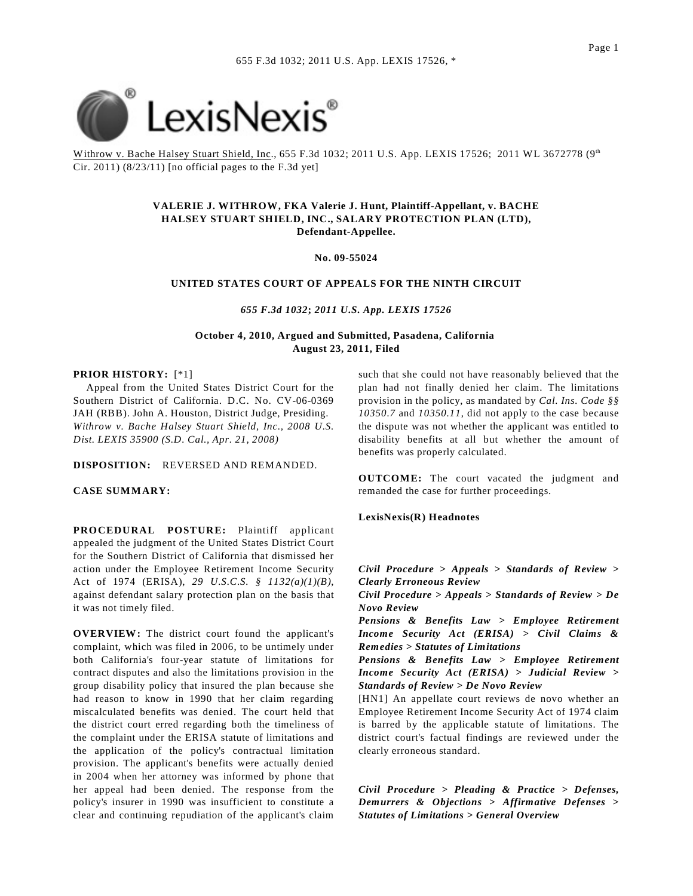Withrow v. Bache Halsey Stuart Shield, Inc., 655 F.3d 1032; 2011 U.S. App. LEXIS 17526; 2011 WL 3672778 (9th Cir. 2011) (8/23/11) [no official pages to the F.3d yet]

**VALERIE J. WITHROW, FKA Valerie J. Hunt, Plaintiff-Appellant, v. BACHE HALSEY STUART SHIELD, INC., SALARY PROTECTION PLAN (LTD), Defendant-Appellee.**

**No. 09-55024**

**UNITED STATES COURT OF APPEALS FOR THE NINTH CIRCUIT**

***655 F.3d 1032*; *2011 U.S. App. LEXIS 17526***

**October 4, 2010, Argued and Submitted, Pasadena, California**
**August 23, 2011, Filed**

**PRIOR HISTORY:** [*1]

Appeal from the United States District Court for the Southern District of California. D.C. No. CV-06-0369 JAH (RBB). John A. Houston, District Judge, Presiding. *Withrow v. Bache Halsey Stuart Shield, Inc., 2008 U.S. Dist. LEXIS 35900 (S.D. Cal., Apr. 21, 2008)*

**DISPOSITION:** REVERSED AND REMANDED.

**CASE SUMMARY:**

**PROCEDURAL POSTURE:** Plaintiff applicant appealed the judgment of the United States District Court for the Southern District of California that dismissed her action under the Employee Retirement Income Security Act of 1974 (ERISA), *29 U.S.C.S. § 1132(a)(1)(B)*, against defendant salary protection plan on the basis that it was not timely filed.

**OVERVIEW:** The district court found the applicant's complaint, which was filed in 2006, to be untimely under both California's four-year statute of limitations for contract disputes and also the limitations provision in the group disability policy that insured the plan because she had reason to know in 1990 that her claim regarding miscalculated benefits was denied. The court held that the district court erred regarding both the timeliness of the complaint under the ERISA statute of limitations and the application of the policy's contractual limitation provision. The applicant's benefits were actually denied in 2004 when her attorney was informed by phone that her appeal had been denied. The response from the policy's insurer in 1990 was insufficient to constitute a clear and continuing repudiation of the applicant's claim such that she could not have reasonably believed that the plan had not finally denied her claim. The limitations provision in the policy, as mandated by *Cal. Ins. Code §§ 10350.7* and *10350.11*, did not apply to the case because the dispute was not whether the applicant was entitled to disability benefits at all but whether the amount of benefits was properly calculated.

**OUTCOME:** The court vacated the judgment and remanded the case for further proceedings.

**LexisNexis(R) Headnotes**

***Civil Procedure > Appeals > Standards of Review > Clearly Erroneous Review***
***Civil Procedure > Appeals > Standards of Review > De Novo Review***
***Pensions & Benefits Law > Employee Retirement Income Security Act (ERISA) > Civil Claims & Remedies > Statutes of Limitations***
***Pensions & Benefits Law > Employee Retirement Income Security Act (ERISA) > Judicial Review > Standards of Review > De Novo Review***

[HN1] An appellate court reviews de novo whether an Employee Retirement Income Security Act of 1974 claim is barred by the applicable statute of limitations. The district court's factual findings are reviewed under the clearly erroneous standard.

***Civil Procedure > Pleading & Practice > Defenses, Demurrers & Objections > Affirmative Defenses > Statutes of Limitations > General Overview***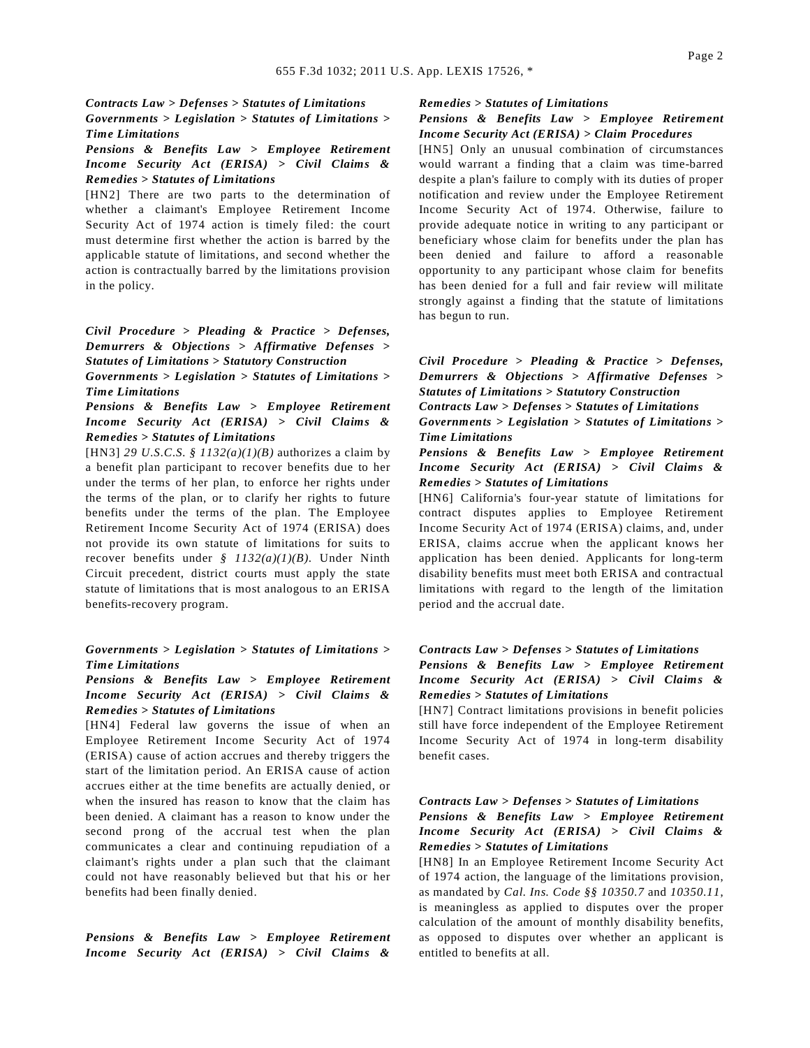***Contracts Law > Defenses > Statutes of Limitations***
***Governments > Legislation > Statutes of Limitations > Time Limitations***
***Pensions & Benefits Law > Employee Retirement Income Security Act (ERISA) > Civil Claims & Remedies > Statutes of Limitations***

[HN2] There are two parts to the determination of whether a claimant's Employee Retirement Income Security Act of 1974 action is timely filed: the court must determine first whether the action is barred by the applicable statute of limitations, and second whether the action is contractually barred by the limitations provision in the policy.

***Civil Procedure > Pleading & Practice > Defenses, Demurrers & Objections > Affirmative Defenses > Statutes of Limitations > Statutory Construction***
***Governments > Legislation > Statutes of Limitations > Time Limitations***
***Pensions & Benefits Law > Employee Retirement Income Security Act (ERISA) > Civil Claims & Remedies > Statutes of Limitations***

[HN3] *29 U.S.C.S. § 1132(a)(1)(B)* authorizes a claim by a benefit plan participant to recover benefits due to her under the terms of her plan, to enforce her rights under the terms of the plan, or to clarify her rights to future benefits under the terms of the plan. The Employee Retirement Income Security Act of 1974 (ERISA) does not provide its own statute of limitations for suits to recover benefits under *§ 1132(a)(1)(B)*. Under Ninth Circuit precedent, district courts must apply the state statute of limitations that is most analogous to an ERISA benefits-recovery program.

***Governments > Legislation > Statutes of Limitations > Time Limitations***
***Pensions & Benefits Law > Employee Retirement Income Security Act (ERISA) > Civil Claims & Remedies > Statutes of Limitations***

[HN4] Federal law governs the issue of when an Employee Retirement Income Security Act of 1974 (ERISA) cause of action accrues and thereby triggers the start of the limitation period. An ERISA cause of action accrues either at the time benefits are actually denied, or when the insured has reason to know that the claim has been denied. A claimant has a reason to know under the second prong of the accrual test when the plan communicates a clear and continuing repudiation of a claimant's rights under a plan such that the claimant could not have reasonably believed but that his or her benefits had been finally denied.

***Pensions & Benefits Law > Employee Retirement Income Security Act (ERISA) > Civil Claims & Remedies > Statutes of Limitations***
***Pensions & Benefits Law > Employee Retirement Income Security Act (ERISA) > Claim Procedures***

[HN5] Only an unusual combination of circumstances would warrant a finding that a claim was time-barred despite a plan's failure to comply with its duties of proper notification and review under the Employee Retirement Income Security Act of 1974. Otherwise, failure to provide adequate notice in writing to any participant or beneficiary whose claim for benefits under the plan has been denied and failure to afford a reasonable opportunity to any participant whose claim for benefits has been denied for a full and fair review will militate strongly against a finding that the statute of limitations has begun to run.

***Civil Procedure > Pleading & Practice > Defenses, Demurrers & Objections > Affirmative Defenses > Statutes of Limitations > Statutory Construction***
***Contracts Law > Defenses > Statutes of Limitations***
***Governments > Legislation > Statutes of Limitations > Time Limitations***
***Pensions & Benefits Law > Employee Retirement Income Security Act (ERISA) > Civil Claims & Remedies > Statutes of Limitations***

[HN6] California's four-year statute of limitations for contract disputes applies to Employee Retirement Income Security Act of 1974 (ERISA) claims, and, under ERISA, claims accrue when the applicant knows her application has been denied. Applicants for long-term disability benefits must meet both ERISA and contractual limitations with regard to the length of the limitation period and the accrual date.

***Contracts Law > Defenses > Statutes of Limitations***
***Pensions & Benefits Law > Employee Retirement Income Security Act (ERISA) > Civil Claims & Remedies > Statutes of Limitations***

[HN7] Contract limitations provisions in benefit policies still have force independent of the Employee Retirement Income Security Act of 1974 in long-term disability benefit cases.

***Contracts Law > Defenses > Statutes of Limitations***
***Pensions & Benefits Law > Employee Retirement Income Security Act (ERISA) > Civil Claims & Remedies > Statutes of Limitations***

[HN8] In an Employee Retirement Income Security Act of 1974 action, the language of the limitations provision, as mandated by *Cal. Ins. Code §§ 10350.7* and *10350.11*, is meaningless as applied to disputes over the proper calculation of the amount of monthly disability benefits, as opposed to disputes over whether an applicant is entitled to benefits at all.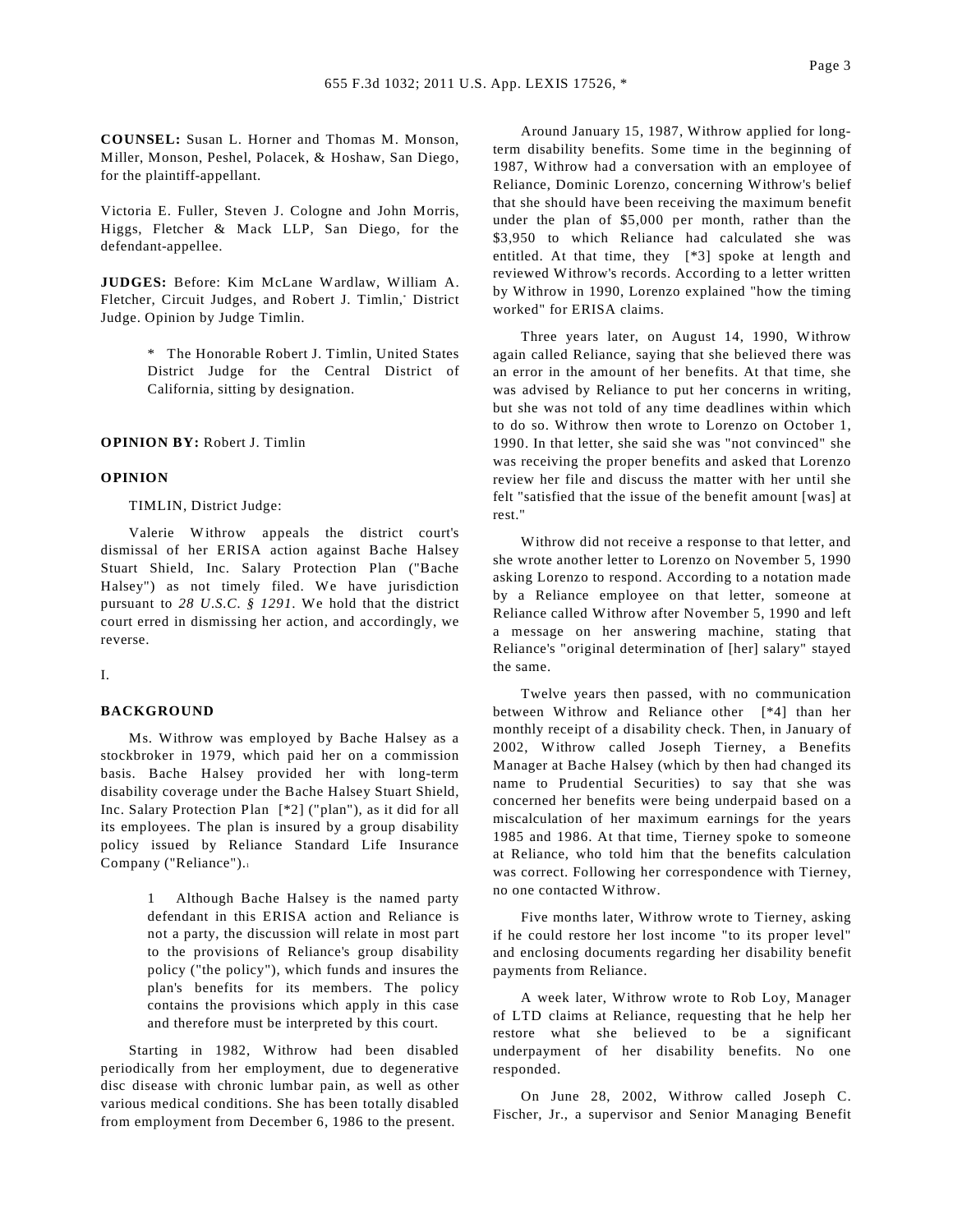**COUNSEL:** Susan L. Horner and Thomas M. Monson, Miller, Monson, Peshel, Polacek, & Hoshaw, San Diego, for the plaintiff-appellant.

Victoria E. Fuller, Steven J. Cologne and John Morris, Higgs, Fletcher & Mack LLP, San Diego, for the defendant-appellee.

**JUDGES:** Before: Kim McLane Wardlaw, William A. Fletcher, Circuit Judges, and Robert J. Timlin,* District Judge. Opinion by Judge Timlin.

> * The Honorable Robert J. Timlin, United States District Judge for the Central District of California, sitting by designation.

**OPINION BY:** Robert J. Timlin

**OPINION**

TIMLIN, District Judge:

Valerie Withrow appeals the district court's dismissal of her ERISA action against Bache Halsey Stuart Shield, Inc. Salary Protection Plan ("Bache Halsey") as not timely filed. We have jurisdiction pursuant to *28 U.S.C. § 1291*. We hold that the district court erred in dismissing her action, and accordingly, we reverse.

I.

**BACKGROUND**

Ms. Withrow was employed by Bache Halsey as a stockbroker in 1979, which paid her on a commission basis. Bache Halsey provided her with long-term disability coverage under the Bache Halsey Stuart Shield, Inc. Salary Protection Plan [*2] ("plan"), as it did for all its employees. The plan is insured by a group disability policy issued by Reliance Standard Life Insurance Company ("Reliance").[1]

> 1 Although Bache Halsey is the named party defendant in this ERISA action and Reliance is not a party, the discussion will relate in most part to the provisions of Reliance's group disability policy ("the policy"), which funds and insures the plan's benefits for its members. The policy contains the provisions which apply in this case and therefore must be interpreted by this court.

Starting in 1982, Withrow had been disabled periodically from her employment, due to degenerative disc disease with chronic lumbar pain, as well as other various medical conditions. She has been totally disabled from employment from December 6, 1986 to the present.

Around January 15, 1987, Withrow applied for long-term disability benefits. Some time in the beginning of 1987, Withrow had a conversation with an employee of Reliance, Dominic Lorenzo, concerning Withrow's belief that she should have been receiving the maximum benefit under the plan of $5,000 per month, rather than the $3,950 to which Reliance had calculated she was entitled. At that time, they [*3] spoke at length and reviewed Withrow's records. According to a letter written by Withrow in 1990, Lorenzo explained "how the timing worked" for ERISA claims.

Three years later, on August 14, 1990, Withrow again called Reliance, saying that she believed there was an error in the amount of her benefits. At that time, she was advised by Reliance to put her concerns in writing, but she was not told of any time deadlines within which to do so. Withrow then wrote to Lorenzo on October 1, 1990. In that letter, she said she was "not convinced" she was receiving the proper benefits and asked that Lorenzo review her file and discuss the matter with her until she felt "satisfied that the issue of the benefit amount [was] at rest."

Withrow did not receive a response to that letter, and she wrote another letter to Lorenzo on November 5, 1990 asking Lorenzo to respond. According to a notation made by a Reliance employee on that letter, someone at Reliance called Withrow after November 5, 1990 and left a message on her answering machine, stating that Reliance's "original determination of [her] salary" stayed the same.

Twelve years then passed, with no communication between Withrow and Reliance other [*4] than her monthly receipt of a disability check. Then, in January of 2002, Withrow called Joseph Tierney, a Benefits Manager at Bache Halsey (which by then had changed its name to Prudential Securities) to say that she was concerned her benefits were being underpaid based on a miscalculation of her maximum earnings for the years 1985 and 1986. At that time, Tierney spoke to someone at Reliance, who told him that the benefits calculation was correct. Following her correspondence with Tierney, no one contacted Withrow.

Five months later, Withrow wrote to Tierney, asking if he could restore her lost income "to its proper level" and enclosing documents regarding her disability benefit payments from Reliance.

A week later, Withrow wrote to Rob Loy, Manager of LTD claims at Reliance, requesting that he help her restore what she believed to be a significant underpayment of her disability benefits. No one responded.

On June 28, 2002, Withrow called Joseph C. Fischer, Jr., a supervisor and Senior Managing Benefit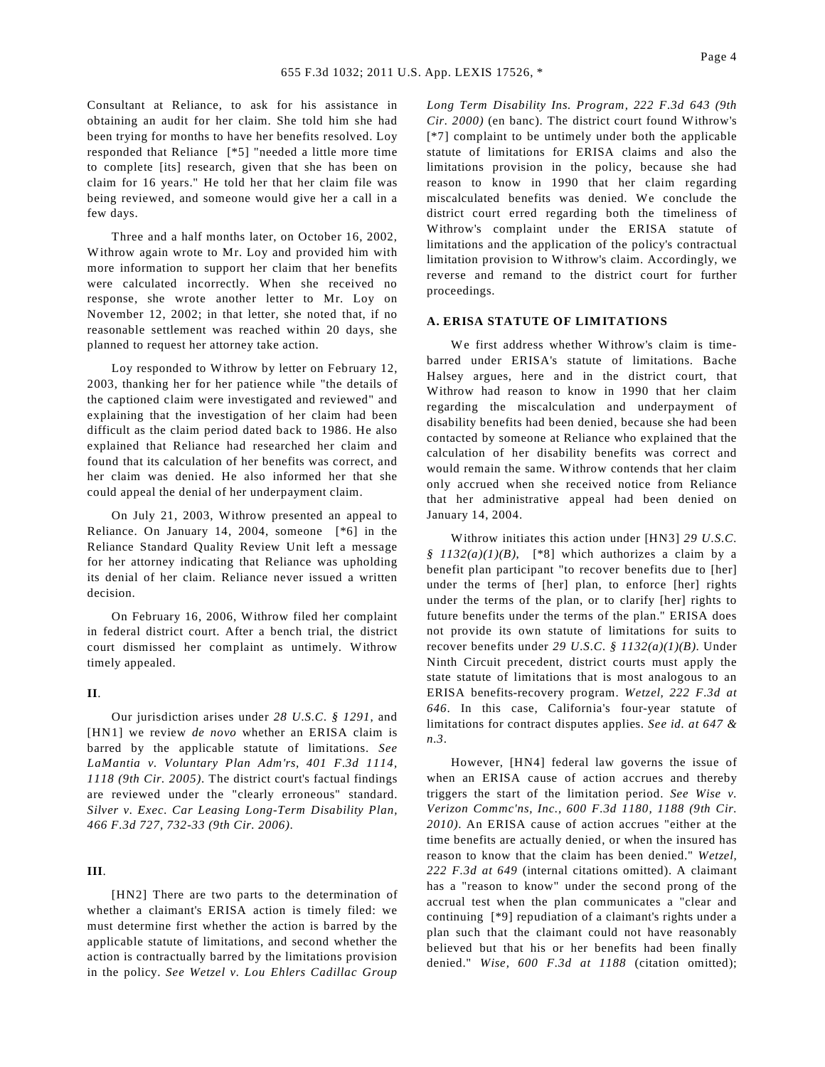Consultant at Reliance, to ask for his assistance in obtaining an audit for her claim. She told him she had been trying for months to have her benefits resolved. Loy responded that Reliance [*5] "needed a little more time to complete [its] research, given that she has been on claim for 16 years." He told her that her claim file was being reviewed, and someone would give her a call in a few days.

Three and a half months later, on October 16, 2002, Withrow again wrote to Mr. Loy and provided him with more information to support her claim that her benefits were calculated incorrectly. When she received no response, she wrote another letter to Mr. Loy on November 12, 2002; in that letter, she noted that, if no reasonable settlement was reached within 20 days, she planned to request her attorney take action.

Loy responded to Withrow by letter on February 12, 2003, thanking her for her patience while "the details of the captioned claim were investigated and reviewed" and explaining that the investigation of her claim had been difficult as the claim period dated back to 1986. He also explained that Reliance had researched her claim and found that its calculation of her benefits was correct, and her claim was denied. He also informed her that she could appeal the denial of her underpayment claim.

On July 21, 2003, Withrow presented an appeal to Reliance. On January 14, 2004, someone [*6] in the Reliance Standard Quality Review Unit left a message for her attorney indicating that Reliance was upholding its denial of her claim. Reliance never issued a written decision.

On February 16, 2006, Withrow filed her complaint in federal district court. After a bench trial, the district court dismissed her complaint as untimely. Withrow timely appealed.

**II**.

Our jurisdiction arises under *28 U.S.C. § 1291*, and [HN1] we review *de novo* whether an ERISA claim is barred by the applicable statute of limitations. *See LaMantia v. Voluntary Plan Adm'rs, 401 F.3d 1114, 1118 (9th Cir. 2005)*. The district court's factual findings are reviewed under the "clearly erroneous" standard. *Silver v. Exec. Car Leasing Long-Term Disability Plan, 466 F.3d 727, 732-33 (9th Cir. 2006)*.

**III**.

[HN2] There are two parts to the determination of whether a claimant's ERISA action is timely filed: we must determine first whether the action is barred by the applicable statute of limitations, and second whether the action is contractually barred by the limitations provision in the policy. *See Wetzel v. Lou Ehlers Cadillac Group Long Term Disability Ins. Program, 222 F.3d 643 (9th Cir. 2000)* (en banc). The district court found Withrow's [*7] complaint to be untimely under both the applicable statute of limitations for ERISA claims and also the limitations provision in the policy, because she had reason to know in 1990 that her claim regarding miscalculated benefits was denied. We conclude the district court erred regarding both the timeliness of Withrow's complaint under the ERISA statute of limitations and the application of the policy's contractual limitation provision to Withrow's claim. Accordingly, we reverse and remand to the district court for further proceedings.

### A. ERISA STATUTE OF LIMITATIONS

We first address whether Withrow's claim is time-barred under ERISA's statute of limitations. Bache Halsey argues, here and in the district court, that Withrow had reason to know in 1990 that her claim regarding the miscalculation and underpayment of disability benefits had been denied, because she had been contacted by someone at Reliance who explained that the calculation of her disability benefits was correct and would remain the same. Withrow contends that her claim only accrued when she received notice from Reliance that her administrative appeal had been denied on January 14, 2004.

Withrow initiates this action under [HN3] *29 U.S.C. § 1132(a)(1)(B)*, [*8] which authorizes a claim by a benefit plan participant "to recover benefits due to [her] under the terms of [her] plan, to enforce [her] rights under the terms of the plan, or to clarify [her] rights to future benefits under the terms of the plan." ERISA does not provide its own statute of limitations for suits to recover benefits under *29 U.S.C. § 1132(a)(1)(B)*. Under Ninth Circuit precedent, district courts must apply the state statute of limitations that is most analogous to an ERISA benefits-recovery program. *Wetzel, 222 F.3d at 646*. In this case, California's four-year statute of limitations for contract disputes applies. *See id. at 647 & n.3*.

However, [HN4] federal law governs the issue of when an ERISA cause of action accrues and thereby triggers the start of the limitation period. *See Wise v. Verizon Commc'ns, Inc., 600 F.3d 1180, 1188 (9th Cir. 2010)*. An ERISA cause of action accrues "either at the time benefits are actually denied, or when the insured has reason to know that the claim has been denied." *Wetzel, 222 F.3d at 649* (internal citations omitted). A claimant has a "reason to know" under the second prong of the accrual test when the plan communicates a "clear and continuing [*9] repudiation of a claimant's rights under a plan such that the claimant could not have reasonably believed but that his or her benefits had been finally denied." *Wise, 600 F.3d at 1188* (citation omitted);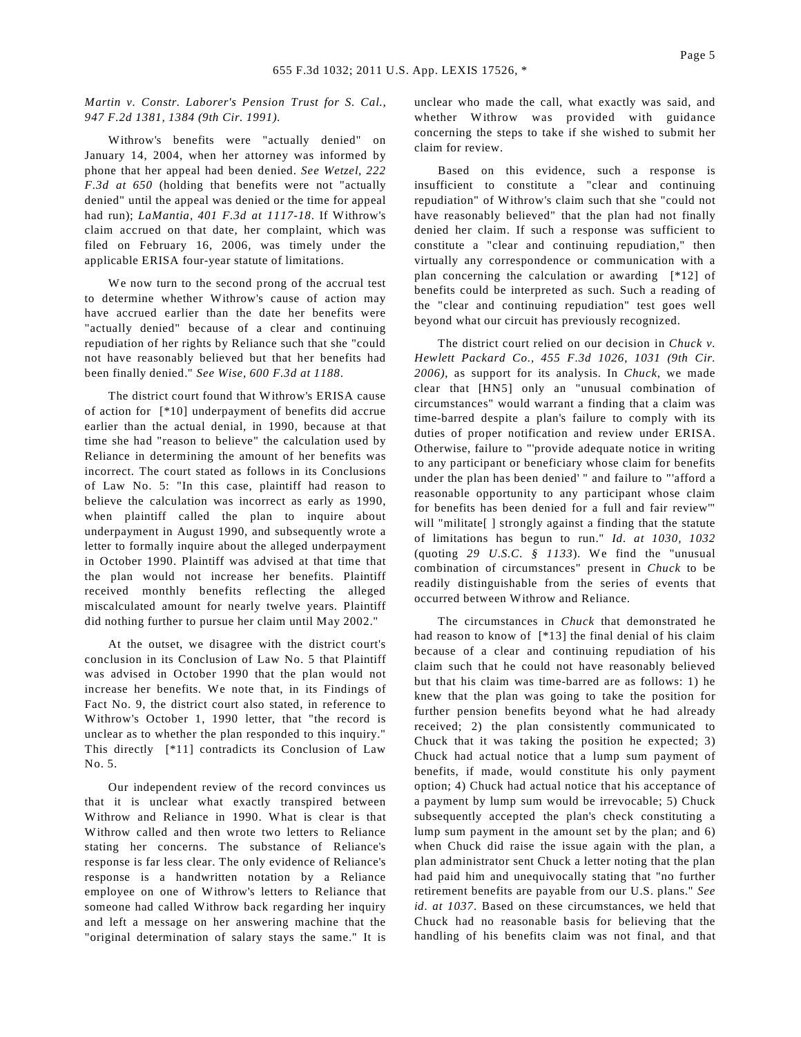*Martin v. Constr. Laborer's Pension Trust for S. Cal., 947 F.2d 1381, 1384 (9th Cir. 1991)*.

Withrow's benefits were "actually denied" on January 14, 2004, when her attorney was informed by phone that her appeal had been denied. *See Wetzel, 222 F.3d at 650* (holding that benefits were not "actually denied" until the appeal was denied or the time for appeal had run); *LaMantia, 401 F.3d at 1117-18*. If Withrow's claim accrued on that date, her complaint, which was filed on February 16, 2006, was timely under the applicable ERISA four-year statute of limitations.

We now turn to the second prong of the accrual test to determine whether Withrow's cause of action may have accrued earlier than the date her benefits were "actually denied" because of a clear and continuing repudiation of her rights by Reliance such that she "could not have reasonably believed but that her benefits had been finally denied." *See Wise, 600 F.3d at 1188*.

The district court found that Withrow's ERISA cause of action for [\*10] underpayment of benefits did accrue earlier than the actual denial, in 1990, because at that time she had "reason to believe" the calculation used by Reliance in determining the amount of her benefits was incorrect. The court stated as follows in its Conclusions of Law No. 5: "In this case, plaintiff had reason to believe the calculation was incorrect as early as 1990, when plaintiff called the plan to inquire about underpayment in August 1990, and subsequently wrote a letter to formally inquire about the alleged underpayment in October 1990. Plaintiff was advised at that time that the plan would not increase her benefits. Plaintiff received monthly benefits reflecting the alleged miscalculated amount for nearly twelve years. Plaintiff did nothing further to pursue her claim until May 2002."

At the outset, we disagree with the district court's conclusion in its Conclusion of Law No. 5 that Plaintiff was advised in October 1990 that the plan would not increase her benefits. We note that, in its Findings of Fact No. 9, the district court also stated, in reference to Withrow's October 1, 1990 letter, that "the record is unclear as to whether the plan responded to this inquiry." This directly [\*11] contradicts its Conclusion of Law No. 5.

Our independent review of the record convinces us that it is unclear what exactly transpired between Withrow and Reliance in 1990. What is clear is that Withrow called and then wrote two letters to Reliance stating her concerns. The substance of Reliance's response is far less clear. The only evidence of Reliance's response is a handwritten notation by a Reliance employee on one of Withrow's letters to Reliance that someone had called Withrow back regarding her inquiry and left a message on her answering machine that the "original determination of salary stays the same." It is unclear who made the call, what exactly was said, and whether Withrow was provided with guidance concerning the steps to take if she wished to submit her claim for review.

Based on this evidence, such a response is insufficient to constitute a "clear and continuing repudiation" of Withrow's claim such that she "could not have reasonably believed" that the plan had not finally denied her claim. If such a response was sufficient to constitute a "clear and continuing repudiation," then virtually any correspondence or communication with a plan concerning the calculation or awarding [\*12] of benefits could be interpreted as such. Such a reading of the "clear and continuing repudiation" test goes well beyond what our circuit has previously recognized.

The district court relied on our decision in *Chuck v. Hewlett Packard Co., 455 F.3d 1026, 1031 (9th Cir. 2006)*, as support for its analysis. In *Chuck*, we made clear that [HN5] only an "unusual combination of circumstances" would warrant a finding that a claim was time-barred despite a plan's failure to comply with its duties of proper notification and review under ERISA. Otherwise, failure to "'provide adequate notice in writing to any participant or beneficiary whose claim for benefits under the plan has been denied' " and failure to "'afford a reasonable opportunity to any participant whose claim for benefits has been denied for a full and fair review'" will "militate[ ] strongly against a finding that the statute of limitations has begun to run." *Id. at 1030, 1032* (quoting *29 U.S.C. § 1133*). We find the "unusual combination of circumstances" present in *Chuck* to be readily distinguishable from the series of events that occurred between Withrow and Reliance.

The circumstances in *Chuck* that demonstrated he had reason to know of [\*13] the final denial of his claim because of a clear and continuing repudiation of his claim such that he could not have reasonably believed but that his claim was time-barred are as follows: 1) he knew that the plan was going to take the position for further pension benefits beyond what he had already received; 2) the plan consistently communicated to Chuck that it was taking the position he expected; 3) Chuck had actual notice that a lump sum payment of benefits, if made, would constitute his only payment option; 4) Chuck had actual notice that his acceptance of a payment by lump sum would be irrevocable; 5) Chuck subsequently accepted the plan's check constituting a lump sum payment in the amount set by the plan; and 6) when Chuck did raise the issue again with the plan, a plan administrator sent Chuck a letter noting that the plan had paid him and unequivocally stating that "no further retirement benefits are payable from our U.S. plans." *See id. at 1037*. Based on these circumstances, we held that Chuck had no reasonable basis for believing that the handling of his benefits claim was not final, and that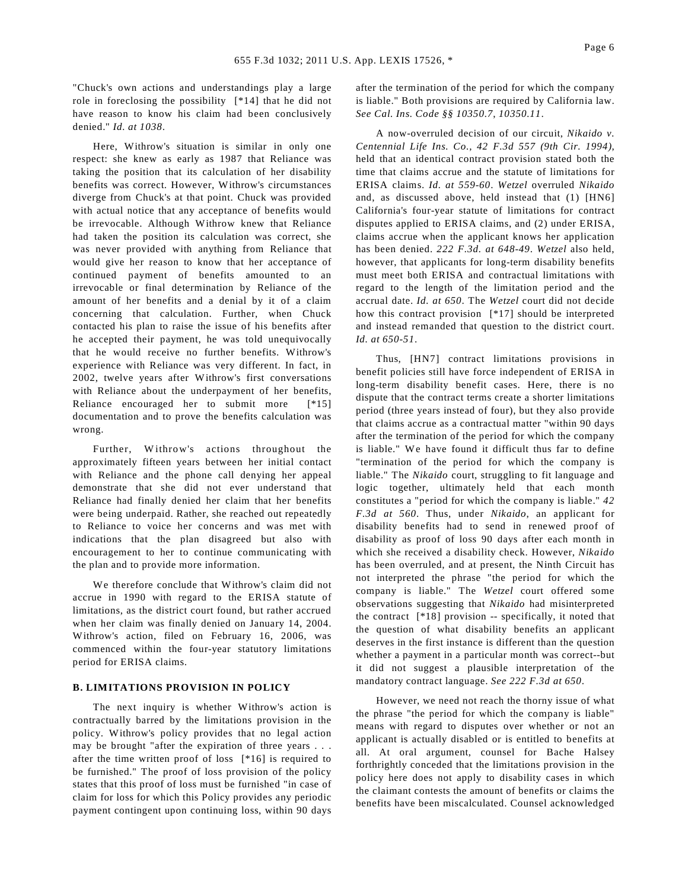"Chuck's own actions and understandings play a large role in foreclosing the possibility [*14] that he did not have reason to know his claim had been conclusively denied." *Id. at 1038*.

Here, Withrow's situation is similar in only one respect: she knew as early as 1987 that Reliance was taking the position that its calculation of her disability benefits was correct. However, Withrow's circumstances diverge from Chuck's at that point. Chuck was provided with actual notice that any acceptance of benefits would be irrevocable. Although Withrow knew that Reliance had taken the position its calculation was correct, she was never provided with anything from Reliance that would give her reason to know that her acceptance of continued payment of benefits amounted to an irrevocable or final determination by Reliance of the amount of her benefits and a denial by it of a claim concerning that calculation. Further, when Chuck contacted his plan to raise the issue of his benefits after he accepted their payment, he was told unequivocally that he would receive no further benefits. Withrow's experience with Reliance was very different. In fact, in 2002, twelve years after Withrow's first conversations with Reliance about the underpayment of her benefits, Reliance encouraged her to submit more [*15] documentation and to prove the benefits calculation was wrong.

Further, Withrow's actions throughout the approximately fifteen years between her initial contact with Reliance and the phone call denying her appeal demonstrate that she did not ever understand that Reliance had finally denied her claim that her benefits were being underpaid. Rather, she reached out repeatedly to Reliance to voice her concerns and was met with indications that the plan disagreed but also with encouragement to her to continue communicating with the plan and to provide more information.

We therefore conclude that Withrow's claim did not accrue in 1990 with regard to the ERISA statute of limitations, as the district court found, but rather accrued when her claim was finally denied on January 14, 2004. Withrow's action, filed on February 16, 2006, was commenced within the four-year statutory limitations period for ERISA claims.

### B. LIMITATIONS PROVISION IN POLICY

The next inquiry is whether Withrow's action is contractually barred by the limitations provision in the policy. Withrow's policy provides that no legal action may be brought "after the expiration of three years . . . after the time written proof of loss [*16] is required to be furnished." The proof of loss provision of the policy states that this proof of loss must be furnished "in case of claim for loss for which this Policy provides any periodic payment contingent upon continuing loss, within 90 days after the termination of the period for which the company is liable." Both provisions are required by California law. *See Cal. Ins. Code §§ 10350.7, 10350.11*.

A now-overruled decision of our circuit, *Nikaido v. Centennial Life Ins. Co., 42 F.3d 557 (9th Cir. 1994)*, held that an identical contract provision stated both the time that claims accrue and the statute of limitations for ERISA claims. *Id. at 559-60*. *Wetzel* overruled *Nikaido* and, as discussed above, held instead that (1) [HN6] California's four-year statute of limitations for contract disputes applied to ERISA claims, and (2) under ERISA, claims accrue when the applicant knows her application has been denied. *222 F.3d. at 648-49*. *Wetzel* also held, however, that applicants for long-term disability benefits must meet both ERISA and contractual limitations with regard to the length of the limitation period and the accrual date. *Id. at 650*. The *Wetzel* court did not decide how this contract provision [*17] should be interpreted and instead remanded that question to the district court. *Id. at 650-51*.

Thus, [HN7] contract limitations provisions in benefit policies still have force independent of ERISA in long-term disability benefit cases. Here, there is no dispute that the contract terms create a shorter limitations period (three years instead of four), but they also provide that claims accrue as a contractual matter "within 90 days after the termination of the period for which the company is liable." We have found it difficult thus far to define "termination of the period for which the company is liable." The *Nikaido* court, struggling to fit language and logic together, ultimately held that each month constitutes a "period for which the company is liable." *42 F.3d at 560*. Thus, under *Nikaido*, an applicant for disability benefits had to send in renewed proof of disability as proof of loss 90 days after each month in which she received a disability check. However, *Nikaido* has been overruled, and at present, the Ninth Circuit has not interpreted the phrase "the period for which the company is liable." The *Wetzel* court offered some observations suggesting that *Nikaido* had misinterpreted the contract [*18] provision -- specifically, it noted that the question of what disability benefits an applicant deserves in the first instance is different than the question whether a payment in a particular month was correct--but it did not suggest a plausible interpretation of the mandatory contract language. *See 222 F.3d at 650*.

However, we need not reach the thorny issue of what the phrase "the period for which the company is liable" means with regard to disputes over whether or not an applicant is actually disabled or is entitled to benefits at all. At oral argument, counsel for Bache Halsey forthrightly conceded that the limitations provision in the policy here does not apply to disability cases in which the claimant contests the amount of benefits or claims the benefits have been miscalculated. Counsel acknowledged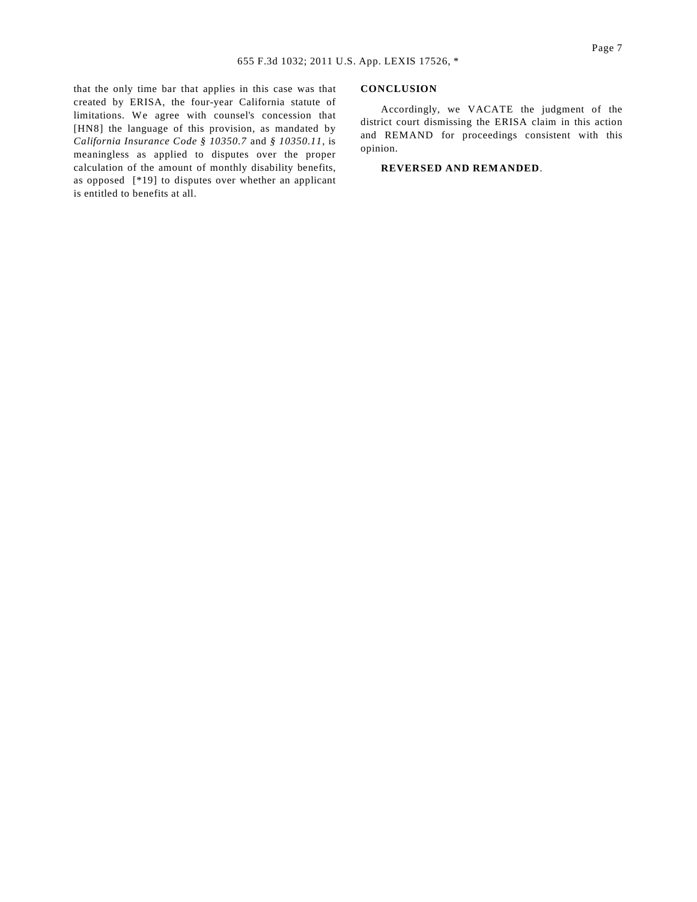that the only time bar that applies in this case was that created by ERISA, the four-year California statute of limitations. We agree with counsel's concession that [HN8] the language of this provision, as mandated by *California Insurance Code § 10350.7* and *§ 10350.11*, is meaningless as applied to disputes over the proper calculation of the amount of monthly disability benefits, as opposed [*19] to disputes over whether an applicant is entitled to benefits at all.

**CONCLUSION**

Accordingly, we VACATE the judgment of the district court dismissing the ERISA claim in this action and REMAND for proceedings consistent with this opinion.

**REVERSED AND REMANDED**.